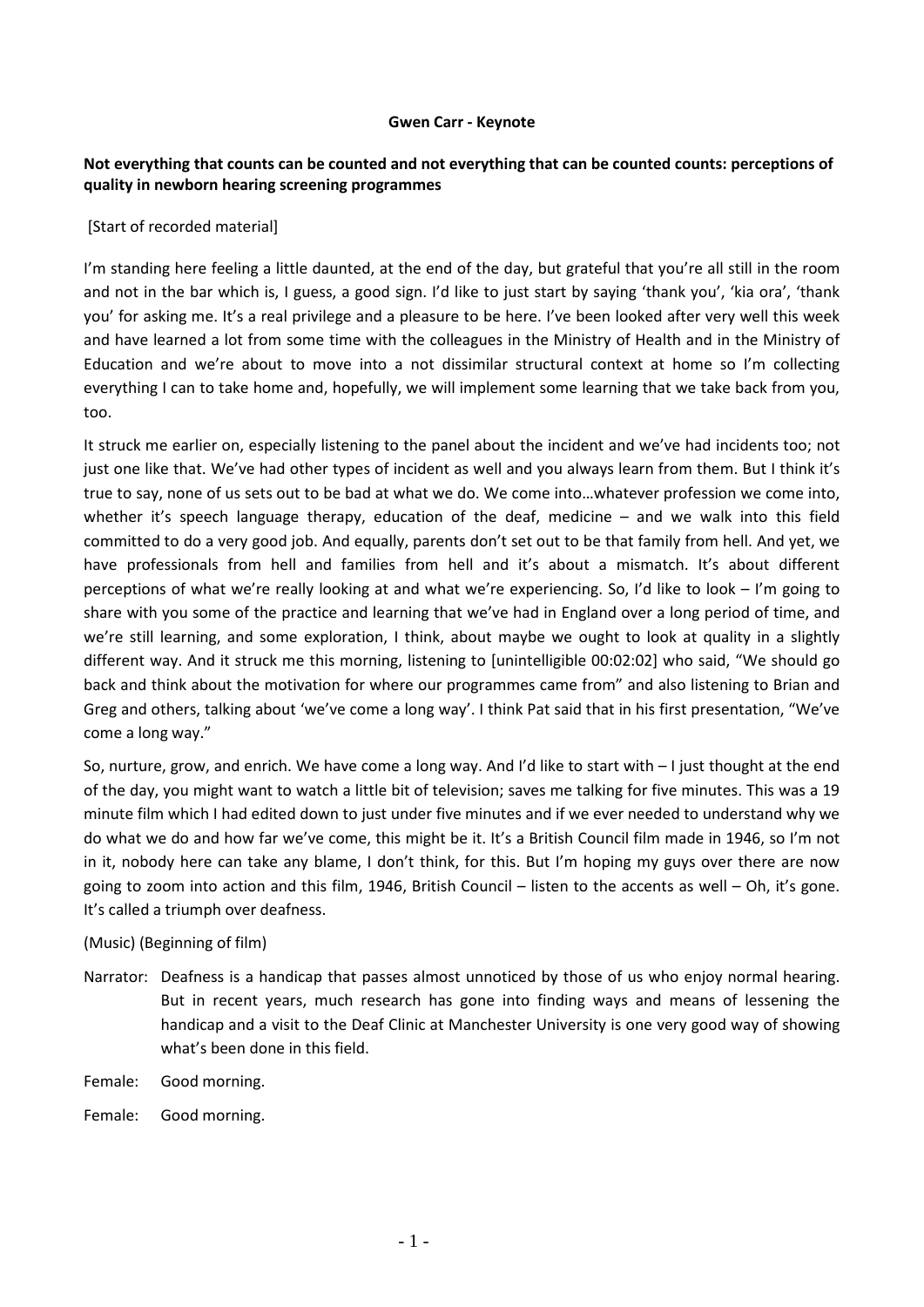**Gwen Carr - Keynote**

**Not everything that counts can be counted and not everything that can be counted counts: perceptions of quality in newborn hearing screening programmes**

[Start of recorded material]

I'm standing here feeling a little daunted, at the end of the day, but grateful that you're all still in the room and not in the bar which is, I guess, a good sign. I'd like to just start by saying 'thank you', 'kia ora', 'thank you' for asking me. It's a real privilege and a pleasure to be here. I've been looked after very well this week and have learned a lot from some time with the colleagues in the Ministry of Health and in the Ministry of Education and we're about to move into a not dissimilar structural context at home so I'm collecting everything I can to take home and, hopefully, we will implement some learning that we take back from you, too.

It struck me earlier on, especially listening to the panel about the incident and we've had incidents too; not just one like that. We've had other types of incident as well and you always learn from them. But I think it's true to say, none of us sets out to be bad at what we do. We come into…whatever profession we come into, whether it's speech language therapy, education of the deaf, medicine – and we walk into this field committed to do a very good job. And equally, parents don't set out to be that family from hell. And yet, we have professionals from hell and families from hell and it's about a mismatch. It's about different perceptions of what we're really looking at and what we're experiencing. So, I'd like to look – I'm going to share with you some of the practice and learning that we've had in England over a long period of time, and we're still learning, and some exploration, I think, about maybe we ought to look at quality in a slightly different way. And it struck me this morning, listening to [unintelligible 00:02:02] who said, "We should go back and think about the motivation for where our programmes came from" and also listening to Brian and Greg and others, talking about 'we've come a long way'. I think Pat said that in his first presentation, "We've come a long way."

So, nurture, grow, and enrich. We have come a long way. And I'd like to start with – I just thought at the end of the day, you might want to watch a little bit of television; saves me talking for five minutes. This was a 19 minute film which I had edited down to just under five minutes and if we ever needed to understand why we do what we do and how far we've come, this might be it. It's a British Council film made in 1946, so I'm not in it, nobody here can take any blame, I don't think, for this. But I'm hoping my guys over there are now going to zoom into action and this film, 1946, British Council – listen to the accents as well – Oh, it's gone. It's called a triumph over deafness.

(Music) (Beginning of film)

Narrator: Deafness is a handicap that passes almost unnoticed by those of us who enjoy normal hearing. But in recent years, much research has gone into finding ways and means of lessening the handicap and a visit to the Deaf Clinic at Manchester University is one very good way of showing what's been done in this field.

Female: Good morning.

Female: Good morning.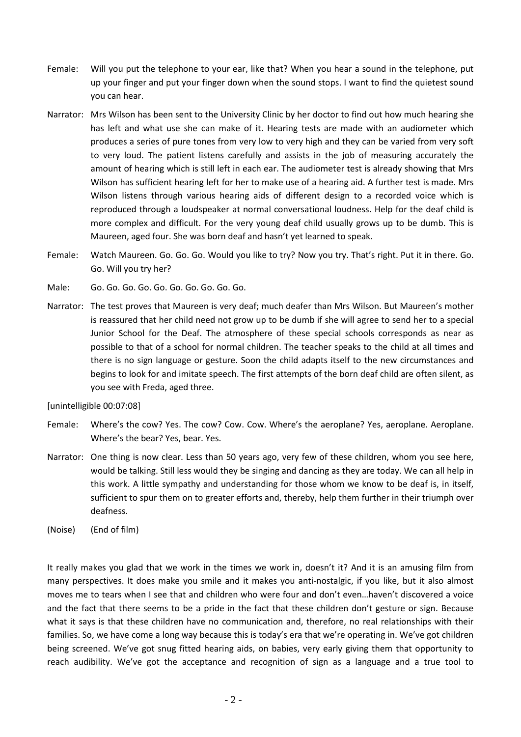Female: Will you put the telephone to your ear, like that? When you hear a sound in the telephone, put up your finger and put your finger down when the sound stops. I want to find the quietest sound you can hear.

Narrator: Mrs Wilson has been sent to the University Clinic by her doctor to find out how much hearing she has left and what use she can make of it. Hearing tests are made with an audiometer which produces a series of pure tones from very low to very high and they can be varied from very soft to very loud. The patient listens carefully and assists in the job of measuring accurately the amount of hearing which is still left in each ear. The audiometer test is already showing that Mrs Wilson has sufficient hearing left for her to make use of a hearing aid. A further test is made. Mrs Wilson listens through various hearing aids of different design to a recorded voice which is reproduced through a loudspeaker at normal conversational loudness. Help for the deaf child is more complex and difficult. For the very young deaf child usually grows up to be dumb. This is Maureen, aged four. She was born deaf and hasn't yet learned to speak.

Female: Watch Maureen. Go. Go. Go. Would you like to try? Now you try. That's right. Put it in there. Go. Go. Will you try her?

Male: Go. Go. Go. Go. Go. Go. Go. Go. Go. Go.

Narrator: The test proves that Maureen is very deaf; much deafer than Mrs Wilson. But Maureen's mother is reassured that her child need not grow up to be dumb if she will agree to send her to a special Junior School for the Deaf. The atmosphere of these special schools corresponds as near as possible to that of a school for normal children. The teacher speaks to the child at all times and there is no sign language or gesture. Soon the child adapts itself to the new circumstances and begins to look for and imitate speech. The first attempts of the born deaf child are often silent, as you see with Freda, aged three.

[unintelligible 00:07:08]

Female: Where's the cow? Yes. The cow? Cow. Cow. Where's the aeroplane? Yes, aeroplane. Aeroplane. Where's the bear? Yes, bear. Yes.

Narrator: One thing is now clear. Less than 50 years ago, very few of these children, whom you see here, would be talking. Still less would they be singing and dancing as they are today. We can all help in this work. A little sympathy and understanding for those whom we know to be deaf is, in itself, sufficient to spur them on to greater efforts and, thereby, help them further in their triumph over deafness.

(Noise) (End of film)

It really makes you glad that we work in the times we work in, doesn't it? And it is an amusing film from many perspectives. It does make you smile and it makes you anti-nostalgic, if you like, but it also almost moves me to tears when I see that and children who were four and don't even…haven't discovered a voice and the fact that there seems to be a pride in the fact that these children don't gesture or sign. Because what it says is that these children have no communication and, therefore, no real relationships with their families. So, we have come a long way because this is today's era that we're operating in. We've got children being screened. We've got snug fitted hearing aids, on babies, very early giving them that opportunity to reach audibility. We've got the acceptance and recognition of sign as a language and a true tool to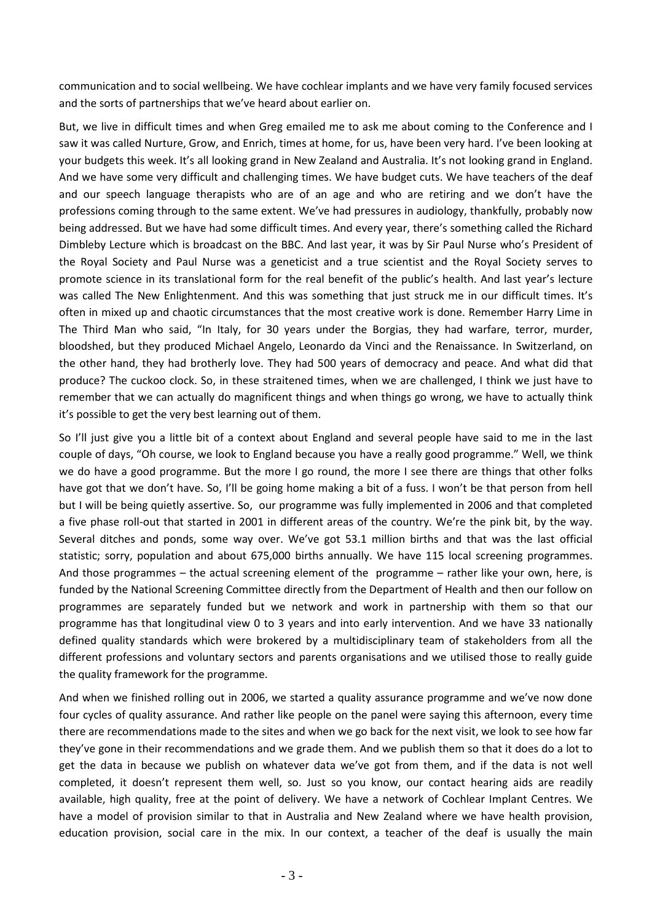communication and to social wellbeing. We have cochlear implants and we have very family focused services and the sorts of partnerships that we've heard about earlier on.

But, we live in difficult times and when Greg emailed me to ask me about coming to the Conference and I saw it was called Nurture, Grow, and Enrich, times at home, for us, have been very hard. I've been looking at your budgets this week. It's all looking grand in New Zealand and Australia. It's not looking grand in England. And we have some very difficult and challenging times. We have budget cuts. We have teachers of the deaf and our speech language therapists who are of an age and who are retiring and we don't have the professions coming through to the same extent. We've had pressures in audiology, thankfully, probably now being addressed. But we have had some difficult times. And every year, there's something called the Richard Dimbleby Lecture which is broadcast on the BBC. And last year, it was by Sir Paul Nurse who's President of the Royal Society and Paul Nurse was a geneticist and a true scientist and the Royal Society serves to promote science in its translational form for the real benefit of the public's health. And last year's lecture was called The New Enlightenment. And this was something that just struck me in our difficult times. It's often in mixed up and chaotic circumstances that the most creative work is done. Remember Harry Lime in The Third Man who said, "In Italy, for 30 years under the Borgias, they had warfare, terror, murder, bloodshed, but they produced Michael Angelo, Leonardo da Vinci and the Renaissance. In Switzerland, on the other hand, they had brotherly love. They had 500 years of democracy and peace. And what did that produce? The cuckoo clock. So, in these straitened times, when we are challenged, I think we just have to remember that we can actually do magnificent things and when things go wrong, we have to actually think it's possible to get the very best learning out of them.

So I'll just give you a little bit of a context about England and several people have said to me in the last couple of days, "Oh course, we look to England because you have a really good programme." Well, we think we do have a good programme. But the more I go round, the more I see there are things that other folks have got that we don't have. So, I'll be going home making a bit of a fuss. I won't be that person from hell but I will be being quietly assertive. So, our programme was fully implemented in 2006 and that completed a five phase roll-out that started in 2001 in different areas of the country. We're the pink bit, by the way. Several ditches and ponds, some way over. We've got 53.1 million births and that was the last official statistic; sorry, population and about 675,000 births annually. We have 115 local screening programmes. And those programmes – the actual screening element of the programme – rather like your own, here, is funded by the National Screening Committee directly from the Department of Health and then our follow on programmes are separately funded but we network and work in partnership with them so that our programme has that longitudinal view 0 to 3 years and into early intervention. And we have 33 nationally defined quality standards which were brokered by a multidisciplinary team of stakeholders from all the different professions and voluntary sectors and parents organisations and we utilised those to really guide the quality framework for the programme.

And when we finished rolling out in 2006, we started a quality assurance programme and we've now done four cycles of quality assurance. And rather like people on the panel were saying this afternoon, every time there are recommendations made to the sites and when we go back for the next visit, we look to see how far they've gone in their recommendations and we grade them. And we publish them so that it does do a lot to get the data in because we publish on whatever data we've got from them, and if the data is not well completed, it doesn't represent them well, so. Just so you know, our contact hearing aids are readily available, high quality, free at the point of delivery. We have a network of Cochlear Implant Centres. We have a model of provision similar to that in Australia and New Zealand where we have health provision, education provision, social care in the mix. In our context, a teacher of the deaf is usually the main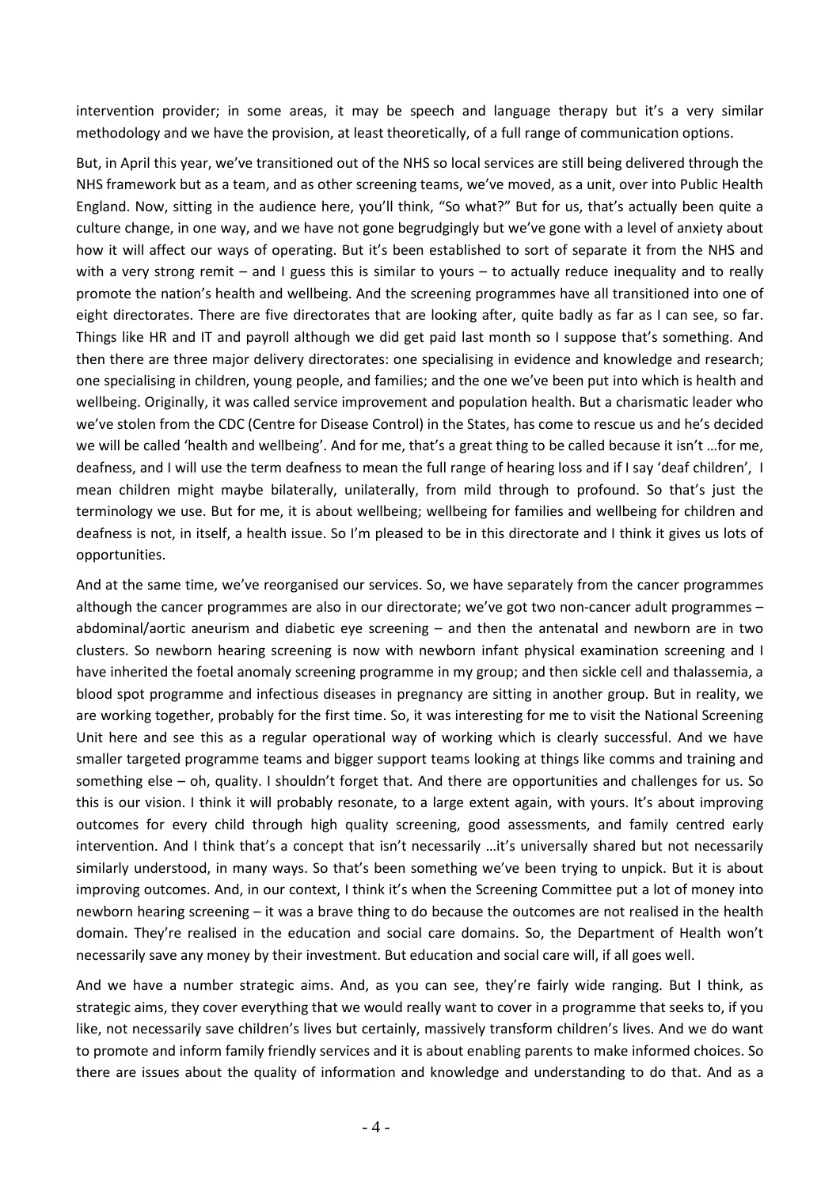intervention provider; in some areas, it may be speech and language therapy but it's a very similar methodology and we have the provision, at least theoretically, of a full range of communication options.

But, in April this year, we've transitioned out of the NHS so local services are still being delivered through the NHS framework but as a team, and as other screening teams, we've moved, as a unit, over into Public Health England. Now, sitting in the audience here, you'll think, "So what?" But for us, that's actually been quite a culture change, in one way, and we have not gone begrudgingly but we've gone with a level of anxiety about how it will affect our ways of operating. But it's been established to sort of separate it from the NHS and with a very strong remit – and I guess this is similar to yours – to actually reduce inequality and to really promote the nation's health and wellbeing. And the screening programmes have all transitioned into one of eight directorates. There are five directorates that are looking after, quite badly as far as I can see, so far. Things like HR and IT and payroll although we did get paid last month so I suppose that's something. And then there are three major delivery directorates: one specialising in evidence and knowledge and research; one specialising in children, young people, and families; and the one we've been put into which is health and wellbeing. Originally, it was called service improvement and population health. But a charismatic leader who we've stolen from the CDC (Centre for Disease Control) in the States, has come to rescue us and he's decided we will be called 'health and wellbeing'. And for me, that's a great thing to be called because it isn't …for me, deafness, and I will use the term deafness to mean the full range of hearing loss and if I say 'deaf children', I mean children might maybe bilaterally, unilaterally, from mild through to profound. So that's just the terminology we use. But for me, it is about wellbeing; wellbeing for families and wellbeing for children and deafness is not, in itself, a health issue. So I'm pleased to be in this directorate and I think it gives us lots of opportunities.

And at the same time, we've reorganised our services. So, we have separately from the cancer programmes although the cancer programmes are also in our directorate; we've got two non-cancer adult programmes – abdominal/aortic aneurism and diabetic eye screening – and then the antenatal and newborn are in two clusters. So newborn hearing screening is now with newborn infant physical examination screening and I have inherited the foetal anomaly screening programme in my group; and then sickle cell and thalassemia, a blood spot programme and infectious diseases in pregnancy are sitting in another group. But in reality, we are working together, probably for the first time. So, it was interesting for me to visit the National Screening Unit here and see this as a regular operational way of working which is clearly successful. And we have smaller targeted programme teams and bigger support teams looking at things like comms and training and something else – oh, quality. I shouldn't forget that. And there are opportunities and challenges for us. So this is our vision. I think it will probably resonate, to a large extent again, with yours. It's about improving outcomes for every child through high quality screening, good assessments, and family centred early intervention. And I think that's a concept that isn't necessarily …it's universally shared but not necessarily similarly understood, in many ways. So that's been something we've been trying to unpick. But it is about improving outcomes. And, in our context, I think it's when the Screening Committee put a lot of money into newborn hearing screening – it was a brave thing to do because the outcomes are not realised in the health domain. They're realised in the education and social care domains. So, the Department of Health won't necessarily save any money by their investment. But education and social care will, if all goes well.

And we have a number strategic aims. And, as you can see, they're fairly wide ranging. But I think, as strategic aims, they cover everything that we would really want to cover in a programme that seeks to, if you like, not necessarily save children's lives but certainly, massively transform children's lives. And we do want to promote and inform family friendly services and it is about enabling parents to make informed choices. So there are issues about the quality of information and knowledge and understanding to do that. And as a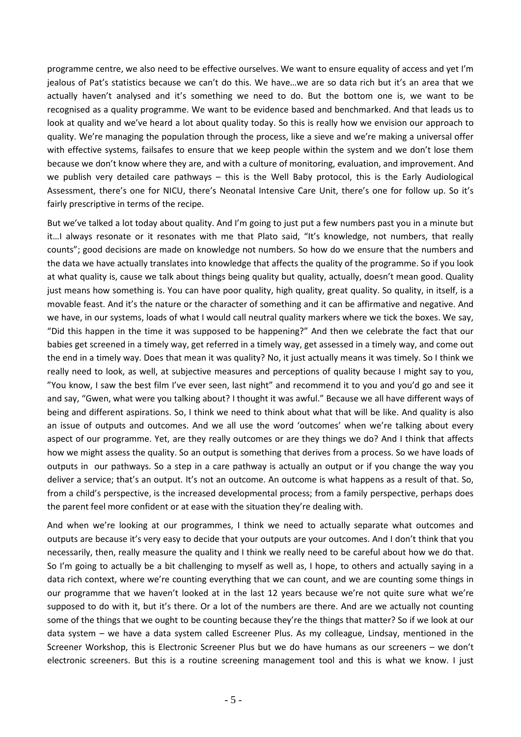programme centre, we also need to be effective ourselves. We want to ensure equality of access and yet I'm jealous of Pat's statistics because we can't do this. We have…we are so data rich but it's an area that we actually haven't analysed and it's something we need to do. But the bottom one is, we want to be recognised as a quality programme. We want to be evidence based and benchmarked. And that leads us to look at quality and we've heard a lot about quality today. So this is really how we envision our approach to quality. We're managing the population through the process, like a sieve and we're making a universal offer with effective systems, failsafes to ensure that we keep people within the system and we don't lose them because we don't know where they are, and with a culture of monitoring, evaluation, and improvement. And we publish very detailed care pathways – this is the Well Baby protocol, this is the Early Audiological Assessment, there's one for NICU, there's Neonatal Intensive Care Unit, there's one for follow up. So it's fairly prescriptive in terms of the recipe.

But we've talked a lot today about quality. And I'm going to just put a few numbers past you in a minute but it…I always resonate or it resonates with me that Plato said, "It's knowledge, not numbers, that really counts"; good decisions are made on knowledge not numbers. So how do we ensure that the numbers and the data we have actually translates into knowledge that affects the quality of the programme. So if you look at what quality is, cause we talk about things being quality but quality, actually, doesn't mean good. Quality just means how something is. You can have poor quality, high quality, great quality. So quality, in itself, is a movable feast. And it's the nature or the character of something and it can be affirmative and negative. And we have, in our systems, loads of what I would call neutral quality markers where we tick the boxes. We say, "Did this happen in the time it was supposed to be happening?" And then we celebrate the fact that our babies get screened in a timely way, get referred in a timely way, get assessed in a timely way, and come out the end in a timely way. Does that mean it was quality? No, it just actually means it was timely. So I think we really need to look, as well, at subjective measures and perceptions of quality because I might say to you, "You know, I saw the best film I've ever seen, last night" and recommend it to you and you'd go and see it and say, "Gwen, what were you talking about? I thought it was awful." Because we all have different ways of being and different aspirations. So, I think we need to think about what that will be like. And quality is also an issue of outputs and outcomes. And we all use the word 'outcomes' when we're talking about every aspect of our programme. Yet, are they really outcomes or are they things we do? And I think that affects how we might assess the quality. So an output is something that derives from a process. So we have loads of outputs in our pathways. So a step in a care pathway is actually an output or if you change the way you deliver a service; that's an output. It's not an outcome. An outcome is what happens as a result of that. So, from a child's perspective, is the increased developmental process; from a family perspective, perhaps does the parent feel more confident or at ease with the situation they're dealing with.

And when we're looking at our programmes, I think we need to actually separate what outcomes and outputs are because it's very easy to decide that your outputs are your outcomes. And I don't think that you necessarily, then, really measure the quality and I think we really need to be careful about how we do that. So I'm going to actually be a bit challenging to myself as well as, I hope, to others and actually saying in a data rich context, where we're counting everything that we can count, and we are counting some things in our programme that we haven't looked at in the last 12 years because we're not quite sure what we're supposed to do with it, but it's there. Or a lot of the numbers are there. And are we actually not counting some of the things that we ought to be counting because they're the things that matter? So if we look at our data system – we have a data system called Escreener Plus. As my colleague, Lindsay, mentioned in the Screener Workshop, this is Electronic Screener Plus but we do have humans as our screeners – we don't electronic screeners. But this is a routine screening management tool and this is what we know. I just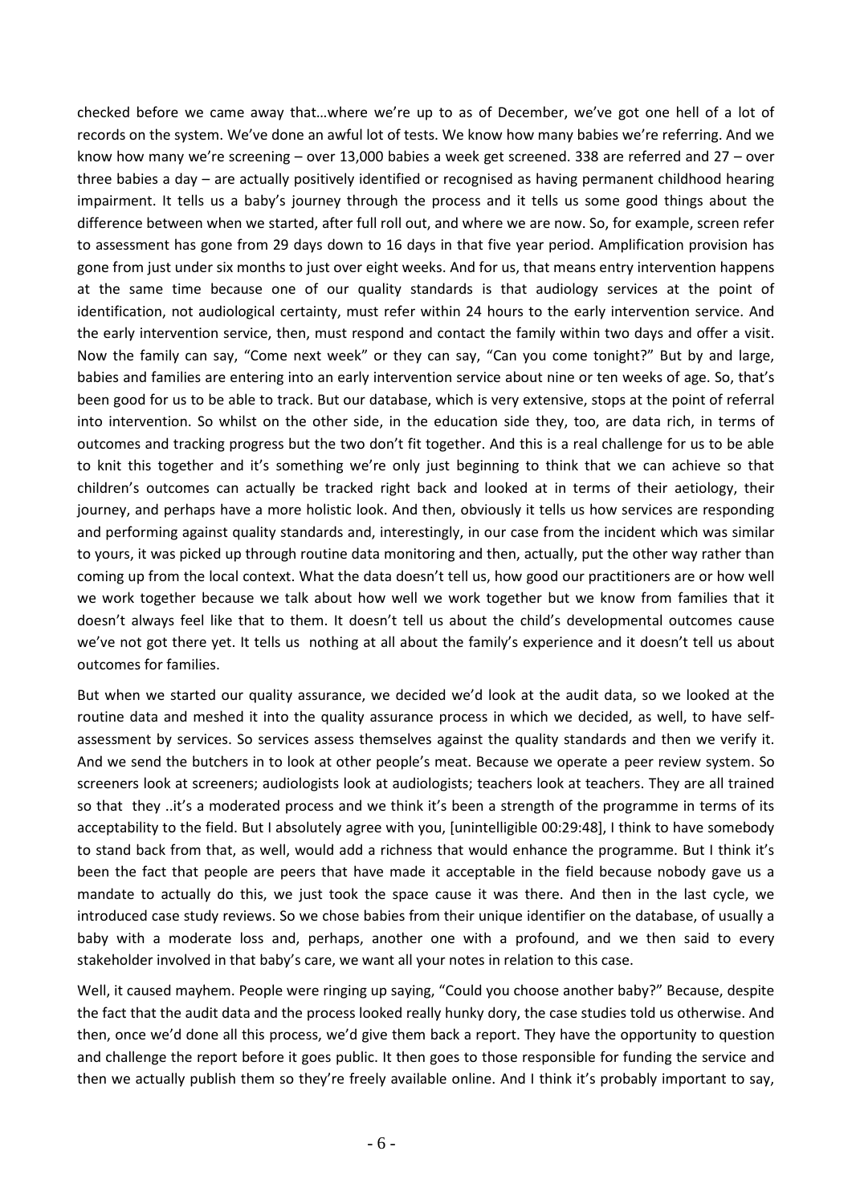checked before we came away that…where we're up to as of December, we've got one hell of a lot of records on the system. We've done an awful lot of tests. We know how many babies we're referring. And we know how many we're screening – over 13,000 babies a week get screened. 338 are referred and 27 – over three babies a day – are actually positively identified or recognised as having permanent childhood hearing impairment. It tells us a baby's journey through the process and it tells us some good things about the difference between when we started, after full roll out, and where we are now. So, for example, screen refer to assessment has gone from 29 days down to 16 days in that five year period. Amplification provision has gone from just under six months to just over eight weeks. And for us, that means entry intervention happens at the same time because one of our quality standards is that audiology services at the point of identification, not audiological certainty, must refer within 24 hours to the early intervention service. And the early intervention service, then, must respond and contact the family within two days and offer a visit. Now the family can say, "Come next week" or they can say, "Can you come tonight?" But by and large, babies and families are entering into an early intervention service about nine or ten weeks of age. So, that's been good for us to be able to track. But our database, which is very extensive, stops at the point of referral into intervention. So whilst on the other side, in the education side they, too, are data rich, in terms of outcomes and tracking progress but the two don't fit together. And this is a real challenge for us to be able to knit this together and it's something we're only just beginning to think that we can achieve so that children's outcomes can actually be tracked right back and looked at in terms of their aetiology, their journey, and perhaps have a more holistic look. And then, obviously it tells us how services are responding and performing against quality standards and, interestingly, in our case from the incident which was similar to yours, it was picked up through routine data monitoring and then, actually, put the other way rather than coming up from the local context. What the data doesn't tell us, how good our practitioners are or how well we work together because we talk about how well we work together but we know from families that it doesn't always feel like that to them. It doesn't tell us about the child's developmental outcomes cause we've not got there yet. It tells us nothing at all about the family's experience and it doesn't tell us about outcomes for families.

But when we started our quality assurance, we decided we'd look at the audit data, so we looked at the routine data and meshed it into the quality assurance process in which we decided, as well, to have self-assessment by services. So services assess themselves against the quality standards and then we verify it. And we send the butchers in to look at other people's meat. Because we operate a peer review system. So screeners look at screeners; audiologists look at audiologists; teachers look at teachers. They are all trained so that they ..it's a moderated process and we think it's been a strength of the programme in terms of its acceptability to the field. But I absolutely agree with you, [unintelligible 00:29:48], I think to have somebody to stand back from that, as well, would add a richness that would enhance the programme. But I think it's been the fact that people are peers that have made it acceptable in the field because nobody gave us a mandate to actually do this, we just took the space cause it was there. And then in the last cycle, we introduced case study reviews. So we chose babies from their unique identifier on the database, of usually a baby with a moderate loss and, perhaps, another one with a profound, and we then said to every stakeholder involved in that baby's care, we want all your notes in relation to this case.

Well, it caused mayhem. People were ringing up saying, "Could you choose another baby?" Because, despite the fact that the audit data and the process looked really hunky dory, the case studies told us otherwise. And then, once we'd done all this process, we'd give them back a report. They have the opportunity to question and challenge the report before it goes public. It then goes to those responsible for funding the service and then we actually publish them so they're freely available online. And I think it's probably important to say,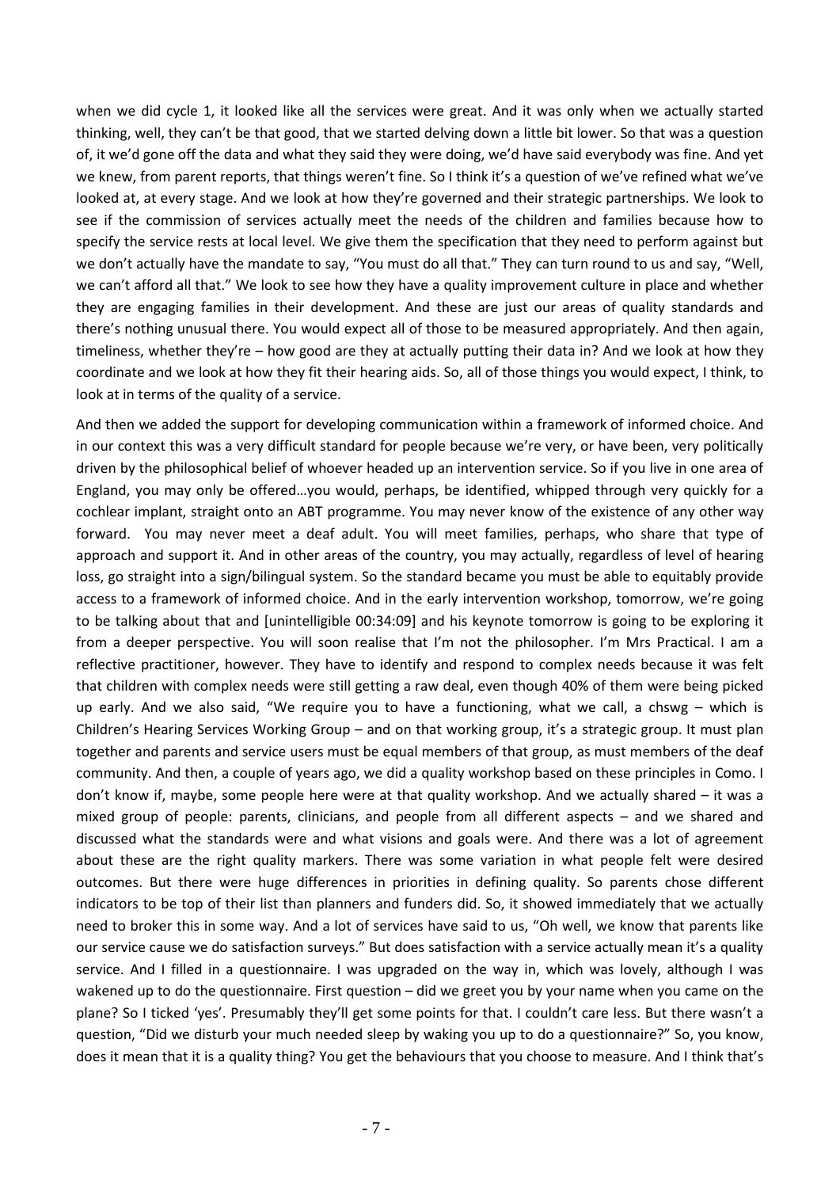when we did cycle 1, it looked like all the services were great. And it was only when we actually started thinking, well, they can't be that good, that we started delving down a little bit lower. So that was a question of, it we'd gone off the data and what they said they were doing, we'd have said everybody was fine. And yet we knew, from parent reports, that things weren't fine. So I think it's a question of we've refined what we've looked at, at every stage. And we look at how they're governed and their strategic partnerships. We look to see if the commission of services actually meet the needs of the children and families because how to specify the service rests at local level. We give them the specification that they need to perform against but we don't actually have the mandate to say, "You must do all that." They can turn round to us and say, "Well, we can't afford all that." We look to see how they have a quality improvement culture in place and whether they are engaging families in their development. And these are just our areas of quality standards and there's nothing unusual there. You would expect all of those to be measured appropriately. And then again, timeliness, whether they're – how good are they at actually putting their data in? And we look at how they coordinate and we look at how they fit their hearing aids. So, all of those things you would expect, I think, to look at in terms of the quality of a service.

And then we added the support for developing communication within a framework of informed choice. And in our context this was a very difficult standard for people because we're very, or have been, very politically driven by the philosophical belief of whoever headed up an intervention service. So if you live in one area of England, you may only be offered…you would, perhaps, be identified, whipped through very quickly for a cochlear implant, straight onto an ABT programme. You may never know of the existence of any other way forward. You may never meet a deaf adult. You will meet families, perhaps, who share that type of approach and support it. And in other areas of the country, you may actually, regardless of level of hearing loss, go straight into a sign/bilingual system. So the standard became you must be able to equitably provide access to a framework of informed choice. And in the early intervention workshop, tomorrow, we're going to be talking about that and [unintelligible 00:34:09] and his keynote tomorrow is going to be exploring it from a deeper perspective. You will soon realise that I'm not the philosopher. I'm Mrs Practical. I am a reflective practitioner, however. They have to identify and respond to complex needs because it was felt that children with complex needs were still getting a raw deal, even though 40% of them were being picked up early. And we also said, "We require you to have a functioning, what we call, a chswg – which is Children's Hearing Services Working Group – and on that working group, it's a strategic group. It must plan together and parents and service users must be equal members of that group, as must members of the deaf community. And then, a couple of years ago, we did a quality workshop based on these principles in Como. I don't know if, maybe, some people here were at that quality workshop. And we actually shared – it was a mixed group of people: parents, clinicians, and people from all different aspects – and we shared and discussed what the standards were and what visions and goals were. And there was a lot of agreement about these are the right quality markers. There was some variation in what people felt were desired outcomes. But there were huge differences in priorities in defining quality. So parents chose different indicators to be top of their list than planners and funders did. So, it showed immediately that we actually need to broker this in some way. And a lot of services have said to us, "Oh well, we know that parents like our service cause we do satisfaction surveys." But does satisfaction with a service actually mean it's a quality service. And I filled in a questionnaire. I was upgraded on the way in, which was lovely, although I was wakened up to do the questionnaire. First question – did we greet you by your name when you came on the plane? So I ticked 'yes'. Presumably they'll get some points for that. I couldn't care less. But there wasn't a question, "Did we disturb your much needed sleep by waking you up to do a questionnaire?" So, you know, does it mean that it is a quality thing? You get the behaviours that you choose to measure. And I think that's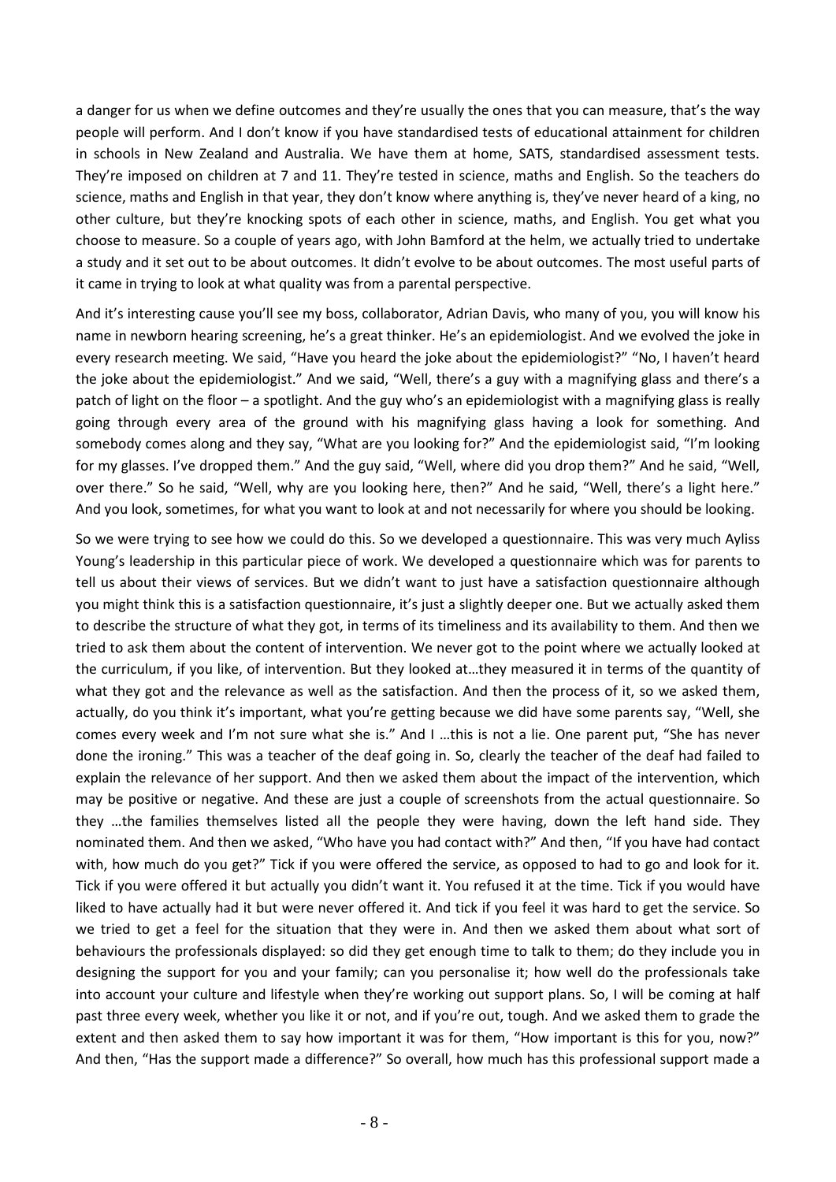a danger for us when we define outcomes and they're usually the ones that you can measure, that's the way people will perform. And I don't know if you have standardised tests of educational attainment for children in schools in New Zealand and Australia. We have them at home, SATS, standardised assessment tests. They're imposed on children at 7 and 11. They're tested in science, maths and English. So the teachers do science, maths and English in that year, they don't know where anything is, they've never heard of a king, no other culture, but they're knocking spots of each other in science, maths, and English. You get what you choose to measure. So a couple of years ago, with John Bamford at the helm, we actually tried to undertake a study and it set out to be about outcomes. It didn't evolve to be about outcomes. The most useful parts of it came in trying to look at what quality was from a parental perspective.

And it's interesting cause you'll see my boss, collaborator, Adrian Davis, who many of you, you will know his name in newborn hearing screening, he's a great thinker. He's an epidemiologist. And we evolved the joke in every research meeting. We said, "Have you heard the joke about the epidemiologist?" "No, I haven't heard the joke about the epidemiologist." And we said, "Well, there's a guy with a magnifying glass and there's a patch of light on the floor – a spotlight. And the guy who's an epidemiologist with a magnifying glass is really going through every area of the ground with his magnifying glass having a look for something. And somebody comes along and they say, "What are you looking for?" And the epidemiologist said, "I'm looking for my glasses. I've dropped them." And the guy said, "Well, where did you drop them?" And he said, "Well, over there." So he said, "Well, why are you looking here, then?" And he said, "Well, there's a light here." And you look, sometimes, for what you want to look at and not necessarily for where you should be looking.

So we were trying to see how we could do this. So we developed a questionnaire. This was very much Ayliss Young's leadership in this particular piece of work. We developed a questionnaire which was for parents to tell us about their views of services. But we didn't want to just have a satisfaction questionnaire although you might think this is a satisfaction questionnaire, it's just a slightly deeper one. But we actually asked them to describe the structure of what they got, in terms of its timeliness and its availability to them. And then we tried to ask them about the content of intervention. We never got to the point where we actually looked at the curriculum, if you like, of intervention. But they looked at…they measured it in terms of the quantity of what they got and the relevance as well as the satisfaction. And then the process of it, so we asked them, actually, do you think it's important, what you're getting because we did have some parents say, "Well, she comes every week and I'm not sure what she is." And I …this is not a lie. One parent put, "She has never done the ironing." This was a teacher of the deaf going in. So, clearly the teacher of the deaf had failed to explain the relevance of her support. And then we asked them about the impact of the intervention, which may be positive or negative. And these are just a couple of screenshots from the actual questionnaire. So they …the families themselves listed all the people they were having, down the left hand side. They nominated them. And then we asked, "Who have you had contact with?" And then, "If you have had contact with, how much do you get?" Tick if you were offered the service, as opposed to had to go and look for it. Tick if you were offered it but actually you didn't want it. You refused it at the time. Tick if you would have liked to have actually had it but were never offered it. And tick if you feel it was hard to get the service. So we tried to get a feel for the situation that they were in. And then we asked them about what sort of behaviours the professionals displayed: so did they get enough time to talk to them; do they include you in designing the support for you and your family; can you personalise it; how well do the professionals take into account your culture and lifestyle when they're working out support plans. So, I will be coming at half past three every week, whether you like it or not, and if you're out, tough. And we asked them to grade the extent and then asked them to say how important it was for them, "How important is this for you, now?" And then, "Has the support made a difference?" So overall, how much has this professional support made a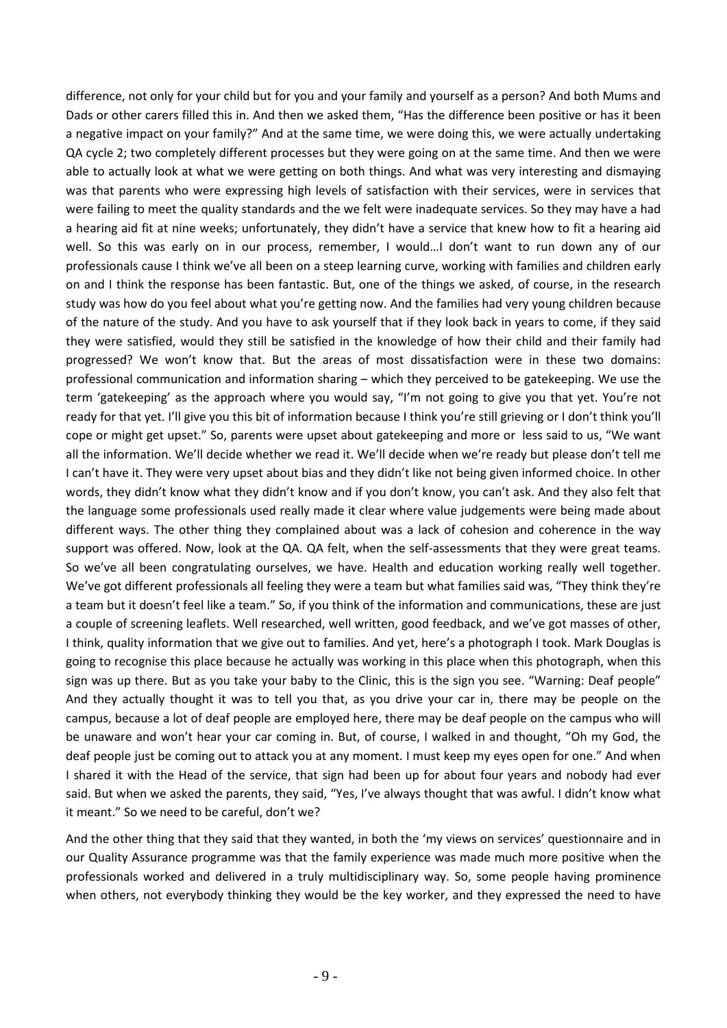difference, not only for your child but for you and your family and yourself as a person? And both Mums and Dads or other carers filled this in. And then we asked them, "Has the difference been positive or has it been a negative impact on your family?" And at the same time, we were doing this, we were actually undertaking QA cycle 2; two completely different processes but they were going on at the same time. And then we were able to actually look at what we were getting on both things. And what was very interesting and dismaying was that parents who were expressing high levels of satisfaction with their services, were in services that were failing to meet the quality standards and the we felt were inadequate services. So they may have a had a hearing aid fit at nine weeks; unfortunately, they didn't have a service that knew how to fit a hearing aid well. So this was early on in our process, remember, I would…I don't want to run down any of our professionals cause I think we've all been on a steep learning curve, working with families and children early on and I think the response has been fantastic. But, one of the things we asked, of course, in the research study was how do you feel about what you're getting now. And the families had very young children because of the nature of the study. And you have to ask yourself that if they look back in years to come, if they said they were satisfied, would they still be satisfied in the knowledge of how their child and their family had progressed? We won't know that. But the areas of most dissatisfaction were in these two domains: professional communication and information sharing – which they perceived to be gatekeeping. We use the term 'gatekeeping' as the approach where you would say, "I'm not going to give you that yet. You're not ready for that yet. I'll give you this bit of information because I think you're still grieving or I don't think you'll cope or might get upset." So, parents were upset about gatekeeping and more or less said to us, "We want all the information. We'll decide whether we read it. We'll decide when we're ready but please don't tell me I can't have it. They were very upset about bias and they didn't like not being given informed choice. In other words, they didn't know what they didn't know and if you don't know, you can't ask. And they also felt that the language some professionals used really made it clear where value judgements were being made about different ways. The other thing they complained about was a lack of cohesion and coherence in the way support was offered. Now, look at the QA. QA felt, when the self-assessments that they were great teams. So we've all been congratulating ourselves, we have. Health and education working really well together. We've got different professionals all feeling they were a team but what families said was, "They think they're a team but it doesn't feel like a team." So, if you think of the information and communications, these are just a couple of screening leaflets. Well researched, well written, good feedback, and we've got masses of other, I think, quality information that we give out to families. And yet, here's a photograph I took. Mark Douglas is going to recognise this place because he actually was working in this place when this photograph, when this sign was up there. But as you take your baby to the Clinic, this is the sign you see. "Warning: Deaf people" And they actually thought it was to tell you that, as you drive your car in, there may be people on the campus, because a lot of deaf people are employed here, there may be deaf people on the campus who will be unaware and won't hear your car coming in. But, of course, I walked in and thought, "Oh my God, the deaf people just be coming out to attack you at any moment. I must keep my eyes open for one." And when I shared it with the Head of the service, that sign had been up for about four years and nobody had ever said. But when we asked the parents, they said, "Yes, I've always thought that was awful. I didn't know what it meant." So we need to be careful, don't we?

And the other thing that they said that they wanted, in both the 'my views on services' questionnaire and in our Quality Assurance programme was that the family experience was made much more positive when the professionals worked and delivered in a truly multidisciplinary way. So, some people having prominence when others, not everybody thinking they would be the key worker, and they expressed the need to have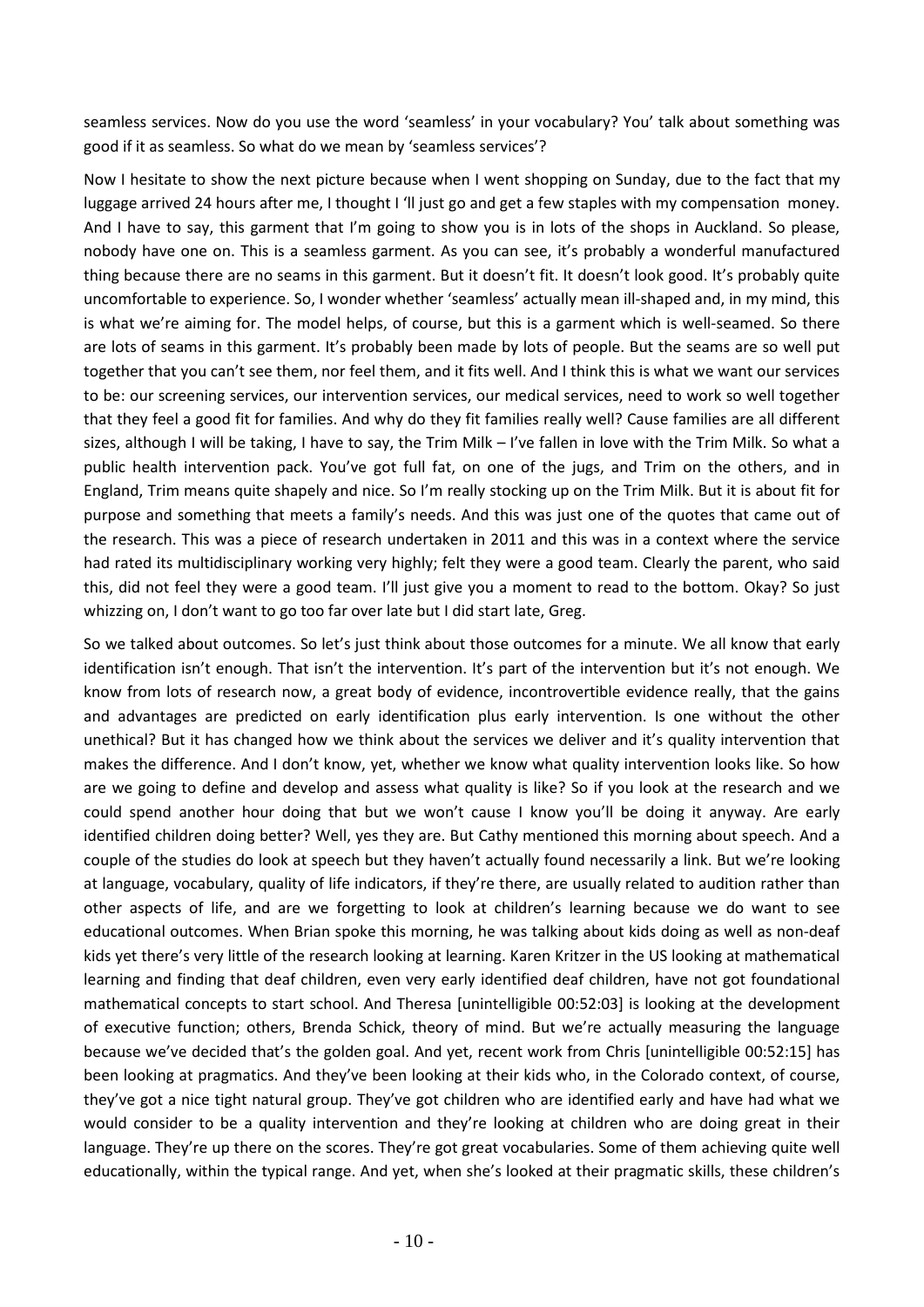seamless services. Now do you use the word 'seamless' in your vocabulary? You' talk about something was good if it as seamless. So what do we mean by 'seamless services'?

Now I hesitate to show the next picture because when I went shopping on Sunday, due to the fact that my luggage arrived 24 hours after me, I thought I 'll just go and get a few staples with my compensation money. And I have to say, this garment that I'm going to show you is in lots of the shops in Auckland. So please, nobody have one on. This is a seamless garment. As you can see, it's probably a wonderful manufactured thing because there are no seams in this garment. But it doesn't fit. It doesn't look good. It's probably quite uncomfortable to experience. So, I wonder whether 'seamless' actually mean ill-shaped and, in my mind, this is what we're aiming for. The model helps, of course, but this is a garment which is well-seamed. So there are lots of seams in this garment. It's probably been made by lots of people. But the seams are so well put together that you can't see them, nor feel them, and it fits well. And I think this is what we want our services to be: our screening services, our intervention services, our medical services, need to work so well together that they feel a good fit for families. And why do they fit families really well? Cause families are all different sizes, although I will be taking, I have to say, the Trim Milk – I've fallen in love with the Trim Milk. So what a public health intervention pack. You've got full fat, on one of the jugs, and Trim on the others, and in England, Trim means quite shapely and nice. So I'm really stocking up on the Trim Milk. But it is about fit for purpose and something that meets a family's needs. And this was just one of the quotes that came out of the research. This was a piece of research undertaken in 2011 and this was in a context where the service had rated its multidisciplinary working very highly; felt they were a good team. Clearly the parent, who said this, did not feel they were a good team. I'll just give you a moment to read to the bottom. Okay? So just whizzing on, I don't want to go too far over late but I did start late, Greg.

So we talked about outcomes. So let's just think about those outcomes for a minute. We all know that early identification isn't enough. That isn't the intervention. It's part of the intervention but it's not enough. We know from lots of research now, a great body of evidence, incontrovertible evidence really, that the gains and advantages are predicted on early identification plus early intervention. Is one without the other unethical? But it has changed how we think about the services we deliver and it's quality intervention that makes the difference. And I don't know, yet, whether we know what quality intervention looks like. So how are we going to define and develop and assess what quality is like? So if you look at the research and we could spend another hour doing that but we won't cause I know you'll be doing it anyway. Are early identified children doing better? Well, yes they are. But Cathy mentioned this morning about speech. And a couple of the studies do look at speech but they haven't actually found necessarily a link. But we're looking at language, vocabulary, quality of life indicators, if they're there, are usually related to audition rather than other aspects of life, and are we forgetting to look at children's learning because we do want to see educational outcomes. When Brian spoke this morning, he was talking about kids doing as well as non-deaf kids yet there's very little of the research looking at learning. Karen Kritzer in the US looking at mathematical learning and finding that deaf children, even very early identified deaf children, have not got foundational mathematical concepts to start school. And Theresa [unintelligible 00:52:03] is looking at the development of executive function; others, Brenda Schick, theory of mind. But we're actually measuring the language because we've decided that's the golden goal. And yet, recent work from Chris [unintelligible 00:52:15] has been looking at pragmatics. And they've been looking at their kids who, in the Colorado context, of course, they've got a nice tight natural group. They've got children who are identified early and have had what we would consider to be a quality intervention and they're looking at children who are doing great in their language. They're up there on the scores. They're got great vocabularies. Some of them achieving quite well educationally, within the typical range. And yet, when she's looked at their pragmatic skills, these children's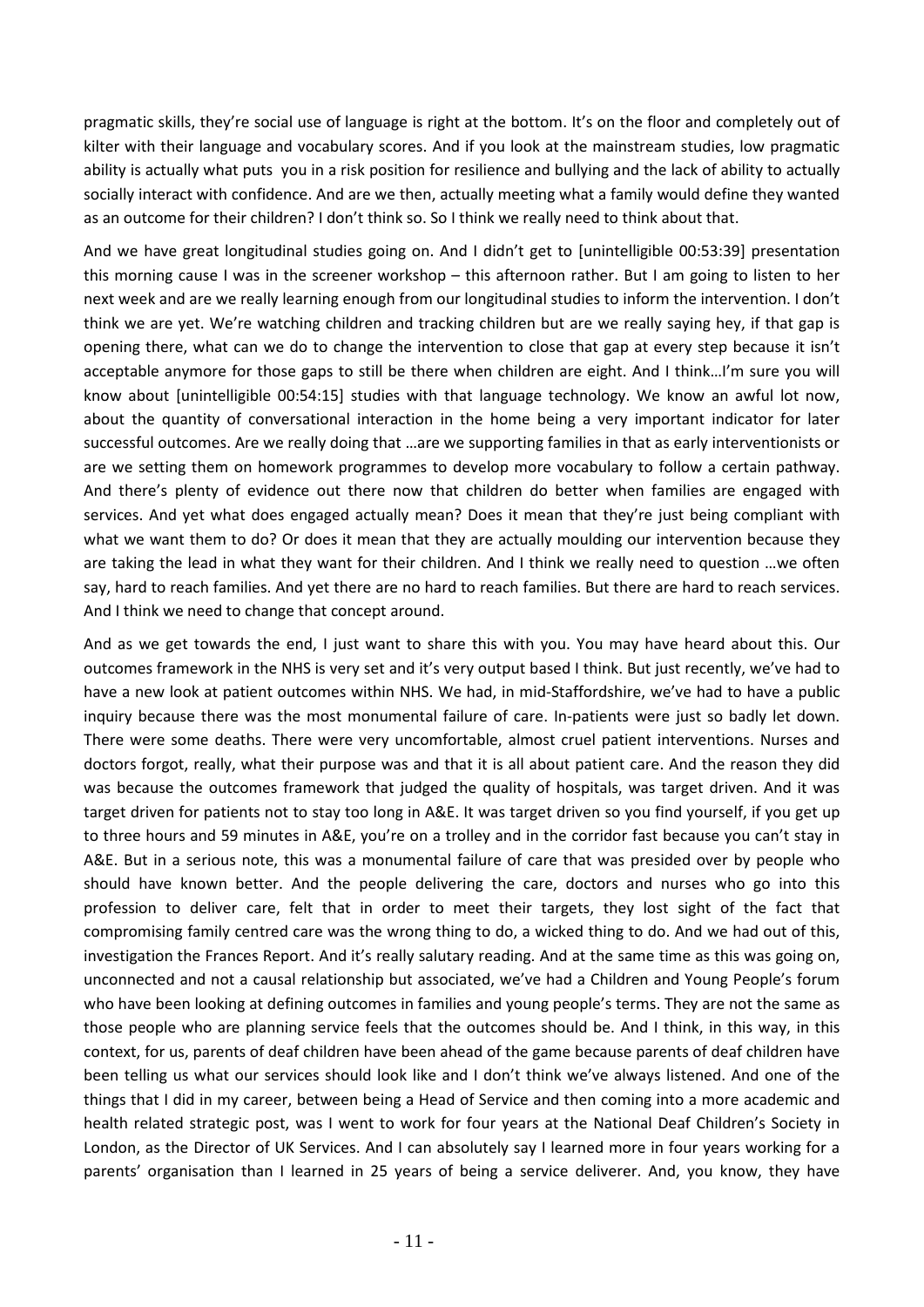pragmatic skills, they're social use of language is right at the bottom. It's on the floor and completely out of kilter with their language and vocabulary scores. And if you look at the mainstream studies, low pragmatic ability is actually what puts you in a risk position for resilience and bullying and the lack of ability to actually socially interact with confidence. And are we then, actually meeting what a family would define they wanted as an outcome for their children? I don't think so. So I think we really need to think about that.

And we have great longitudinal studies going on. And I didn't get to [unintelligible 00:53:39] presentation this morning cause I was in the screener workshop – this afternoon rather. But I am going to listen to her next week and are we really learning enough from our longitudinal studies to inform the intervention. I don't think we are yet. We're watching children and tracking children but are we really saying hey, if that gap is opening there, what can we do to change the intervention to close that gap at every step because it isn't acceptable anymore for those gaps to still be there when children are eight. And I think…I'm sure you will know about [unintelligible 00:54:15] studies with that language technology. We know an awful lot now, about the quantity of conversational interaction in the home being a very important indicator for later successful outcomes. Are we really doing that …are we supporting families in that as early interventionists or are we setting them on homework programmes to develop more vocabulary to follow a certain pathway. And there's plenty of evidence out there now that children do better when families are engaged with services. And yet what does engaged actually mean? Does it mean that they're just being compliant with what we want them to do? Or does it mean that they are actually moulding our intervention because they are taking the lead in what they want for their children. And I think we really need to question …we often say, hard to reach families. And yet there are no hard to reach families. But there are hard to reach services. And I think we need to change that concept around.

And as we get towards the end, I just want to share this with you. You may have heard about this. Our outcomes framework in the NHS is very set and it's very output based I think. But just recently, we've had to have a new look at patient outcomes within NHS. We had, in mid-Staffordshire, we've had to have a public inquiry because there was the most monumental failure of care. In-patients were just so badly let down. There were some deaths. There were very uncomfortable, almost cruel patient interventions. Nurses and doctors forgot, really, what their purpose was and that it is all about patient care. And the reason they did was because the outcomes framework that judged the quality of hospitals, was target driven. And it was target driven for patients not to stay too long in A&E. It was target driven so you find yourself, if you get up to three hours and 59 minutes in A&E, you're on a trolley and in the corridor fast because you can't stay in A&E. But in a serious note, this was a monumental failure of care that was presided over by people who should have known better. And the people delivering the care, doctors and nurses who go into this profession to deliver care, felt that in order to meet their targets, they lost sight of the fact that compromising family centred care was the wrong thing to do, a wicked thing to do. And we had out of this, investigation the Frances Report. And it's really salutary reading. And at the same time as this was going on, unconnected and not a causal relationship but associated, we've had a Children and Young People's forum who have been looking at defining outcomes in families and young people's terms. They are not the same as those people who are planning service feels that the outcomes should be. And I think, in this way, in this context, for us, parents of deaf children have been ahead of the game because parents of deaf children have been telling us what our services should look like and I don't think we've always listened. And one of the things that I did in my career, between being a Head of Service and then coming into a more academic and health related strategic post, was I went to work for four years at the National Deaf Children's Society in London, as the Director of UK Services. And I can absolutely say I learned more in four years working for a parents' organisation than I learned in 25 years of being a service deliverer. And, you know, they have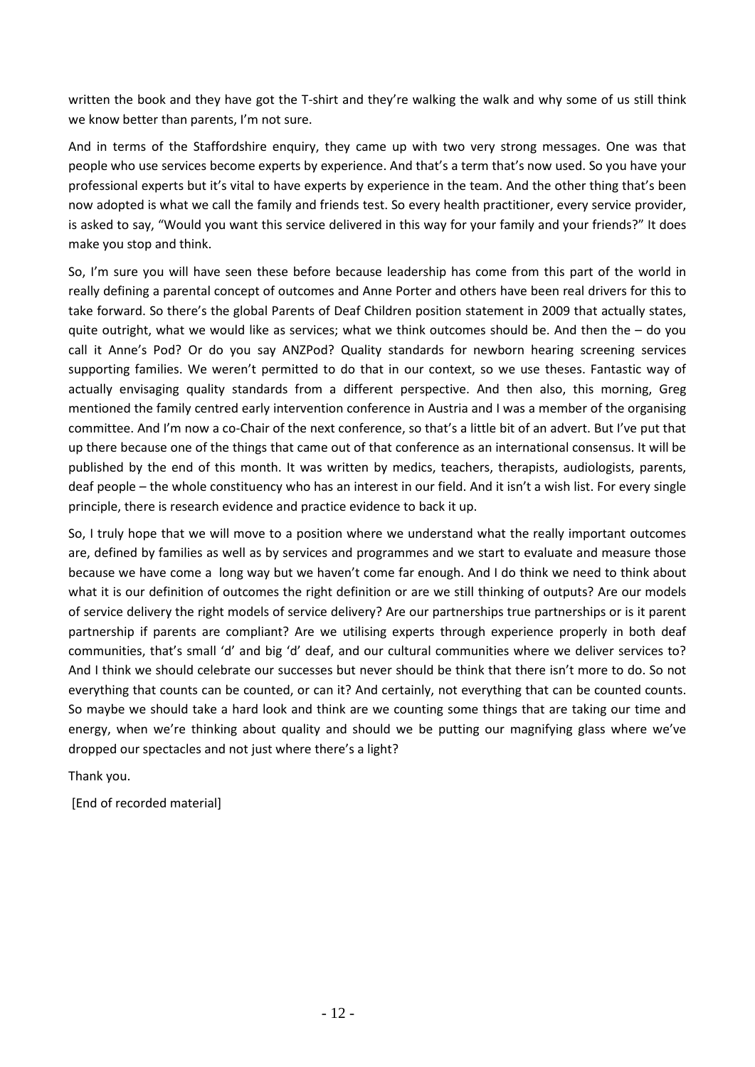written the book and they have got the T-shirt and they're walking the walk and why some of us still think we know better than parents, I'm not sure.

And in terms of the Staffordshire enquiry, they came up with two very strong messages. One was that people who use services become experts by experience. And that's a term that's now used. So you have your professional experts but it's vital to have experts by experience in the team. And the other thing that's been now adopted is what we call the family and friends test. So every health practitioner, every service provider, is asked to say, "Would you want this service delivered in this way for your family and your friends?" It does make you stop and think.

So, I'm sure you will have seen these before because leadership has come from this part of the world in really defining a parental concept of outcomes and Anne Porter and others have been real drivers for this to take forward. So there's the global Parents of Deaf Children position statement in 2009 that actually states, quite outright, what we would like as services; what we think outcomes should be. And then the – do you call it Anne's Pod? Or do you say ANZPod? Quality standards for newborn hearing screening services supporting families. We weren't permitted to do that in our context, so we use theses. Fantastic way of actually envisaging quality standards from a different perspective. And then also, this morning, Greg mentioned the family centred early intervention conference in Austria and I was a member of the organising committee. And I'm now a co-Chair of the next conference, so that's a little bit of an advert. But I've put that up there because one of the things that came out of that conference as an international consensus. It will be published by the end of this month. It was written by medics, teachers, therapists, audiologists, parents, deaf people – the whole constituency who has an interest in our field. And it isn't a wish list. For every single principle, there is research evidence and practice evidence to back it up.

So, I truly hope that we will move to a position where we understand what the really important outcomes are, defined by families as well as by services and programmes and we start to evaluate and measure those because we have come a long way but we haven't come far enough. And I do think we need to think about what it is our definition of outcomes the right definition or are we still thinking of outputs? Are our models of service delivery the right models of service delivery? Are our partnerships true partnerships or is it parent partnership if parents are compliant? Are we utilising experts through experience properly in both deaf communities, that's small 'd' and big 'd' deaf, and our cultural communities where we deliver services to? And I think we should celebrate our successes but never should be think that there isn't more to do. So not everything that counts can be counted, or can it? And certainly, not everything that can be counted counts. So maybe we should take a hard look and think are we counting some things that are taking our time and energy, when we're thinking about quality and should we be putting our magnifying glass where we've dropped our spectacles and not just where there's a light?

Thank you.

[End of recorded material]